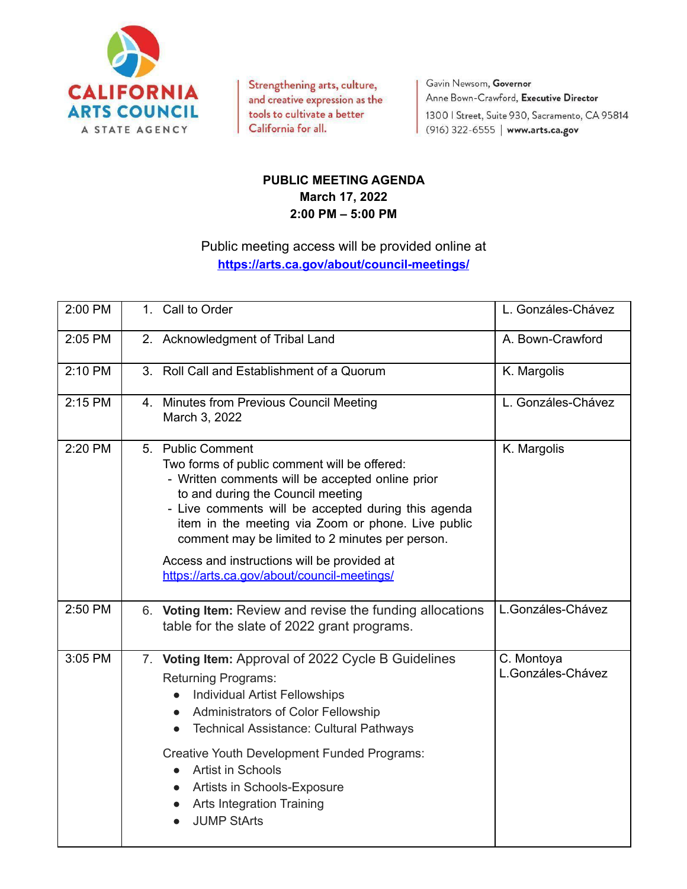CALIFORNIA ARTS COUNCIL
A STATE AGENCY

Strengthening arts, culture, and creative expression as the tools to cultivate a better California for all.

Gavin Newsom, **Governor**
Anne Bown-Crawford, **Executive Director**
1300 I Street, Suite 930, Sacramento, CA 95814
(916) 322-6555 | **www.arts.ca.gov**

**PUBLIC MEETING AGENDA**
**March 17, 2022**
**2:00 PM – 5:00 PM**

Public meeting access will be provided online at
**https://arts.ca.gov/about/council-meetings/**

| Time | Item | Presenter |
|---|---|---|
| 2:00 PM | 1. Call to Order | L. Gonzáles-Chávez |
| 2:05 PM | 2. Acknowledgment of Tribal Land | A. Bown-Crawford |
| 2:10 PM | 3. Roll Call and Establishment of a Quorum | K. Margolis |
| 2:15 PM | 4. Minutes from Previous Council Meeting March 3, 2022 | L. Gonzáles-Chávez |
| 2:20 PM | 5. Public Comment<br>Two forms of public comment will be offered:<br>- Written comments will be accepted online prior to and during the Council meeting<br>- Live comments will be accepted during this agenda item in the meeting via Zoom or phone. Live public comment may be limited to 2 minutes per person.<br><br>Access and instructions will be provided at https://arts.ca.gov/about/council-meetings/ | K. Margolis |
| 2:50 PM | 6. **Voting Item:** Review and revise the funding allocations table for the slate of 2022 grant programs. | L.Gonzáles-Chávez |
| 3:05 PM | 7. **Voting Item:** Approval of 2022 Cycle B Guidelines<br>Returning Programs:<br>• Individual Artist Fellowships<br>• Administrators of Color Fellowship<br>• Technical Assistance: Cultural Pathways<br><br>Creative Youth Development Funded Programs:<br>• Artist in Schools<br>• Artists in Schools-Exposure<br>• Arts Integration Training<br>• JUMP StArts | C. Montoya<br>L.Gonzáles-Chávez |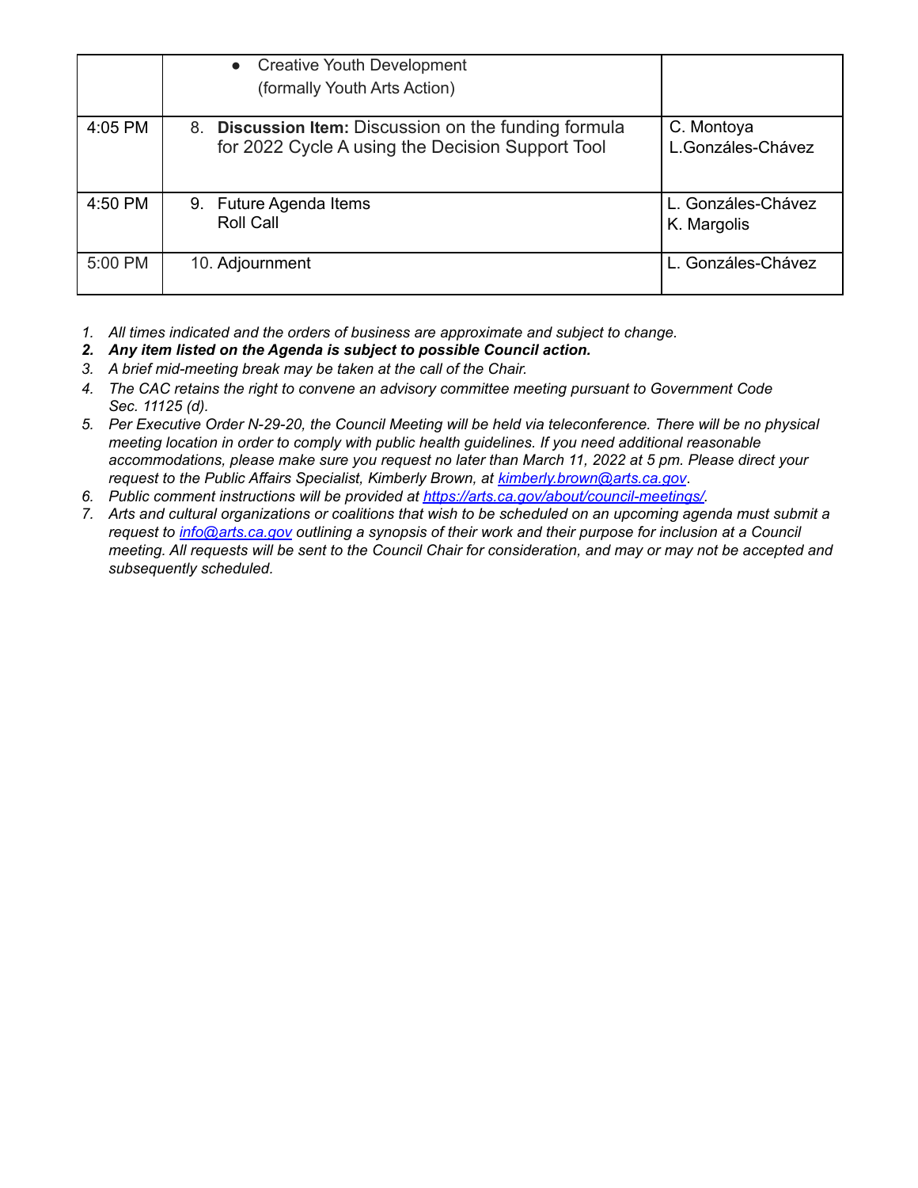| | | |
|---|---|---|
| | • Creative Youth Development (formally Youth Arts Action) | |
| 4:05 PM | 8. **Discussion Item:** Discussion on the funding formula for 2022 Cycle A using the Decision Support Tool | C. Montoya<br>L.Gonzáles-Chávez |
| 4:50 PM | 9. Future Agenda Items<br>Roll Call | L. Gonzáles-Chávez<br>K. Margolis |
| 5:00 PM | 10. Adjournment | L. Gonzáles-Chávez |

1. *All times indicated and the orders of business are approximate and subject to change.*
2. ***Any item listed on the Agenda is subject to possible Council action.***
3. *A brief mid-meeting break may be taken at the call of the Chair.*
4. *The CAC retains the right to convene an advisory committee meeting pursuant to Government Code Sec. 11125 (d).*
5. *Per Executive Order N-29-20, the Council Meeting will be held via teleconference. There will be no physical meeting location in order to comply with public health guidelines. If you need additional reasonable accommodations, please make sure you request no later than March 11, 2022 at 5 pm. Please direct your request to the Public Affairs Specialist, Kimberly Brown, at [kimberly.brown@arts.ca.gov](mailto:kimberly.brown@arts.ca.gov).*
6. *Public comment instructions will be provided at [https://arts.ca.gov/about/council-meetings/](https://arts.ca.gov/about/council-meetings/).*
7. *Arts and cultural organizations or coalitions that wish to be scheduled on an upcoming agenda must submit a request to [info@arts.ca.gov](mailto:info@arts.ca.gov) outlining a synopsis of their work and their purpose for inclusion at a Council meeting. All requests will be sent to the Council Chair for consideration, and may or may not be accepted and subsequently scheduled.*